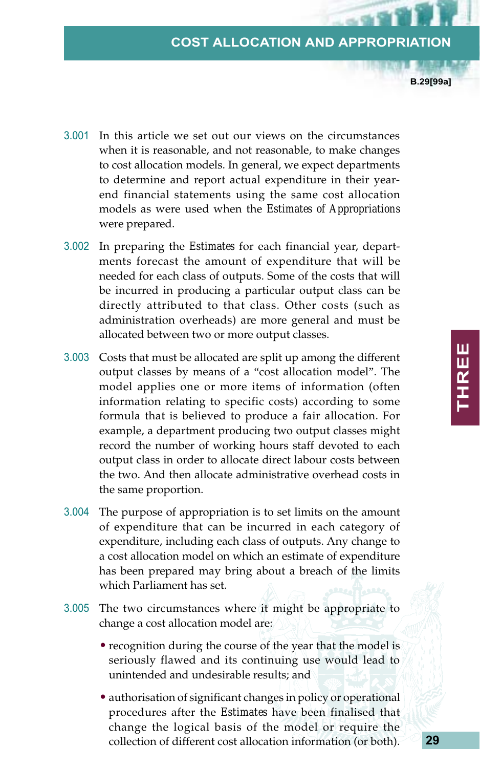# COST ALLOCATION AND APPROPRIATION

3.001 In this article we set out our views on the circumstances when it is reasonable, and not reasonable, to make changes to cost allocation models. In general, we expect departments to determine and report actual expenditure in their year-end financial statements using the same cost allocation models as were used when the *Estimates of Appropriations* were prepared.

3.002 In preparing the *Estimates* for each financial year, departments forecast the amount of expenditure that will be needed for each class of outputs. Some of the costs that will be incurred in producing a particular output class can be directly attributed to that class. Other costs (such as administration overheads) are more general and must be allocated between two or more output classes.

3.003 Costs that must be allocated are split up among the different output classes by means of a "cost allocation model". The model applies one or more items of information (often information relating to specific costs) according to some formula that is believed to produce a fair allocation. For example, a department producing two output classes might record the number of working hours staff devoted to each output class in order to allocate direct labour costs between the two. And then allocate administrative overhead costs in the same proportion.

3.004 The purpose of appropriation is to set limits on the amount of expenditure that can be incurred in each category of expenditure, including each class of outputs. Any change to a cost allocation model on which an estimate of expenditure has been prepared may bring about a breach of the limits which Parliament has set.

3.005 The two circumstances where it might be appropriate to change a cost allocation model are:

- recognition during the course of the year that the model is seriously flawed and its continuing use would lead to unintended and undesirable results; and
- authorisation of significant changes in policy or operational procedures after the *Estimates* have been finalised that change the logical basis of the model or require the collection of different cost allocation information (or both).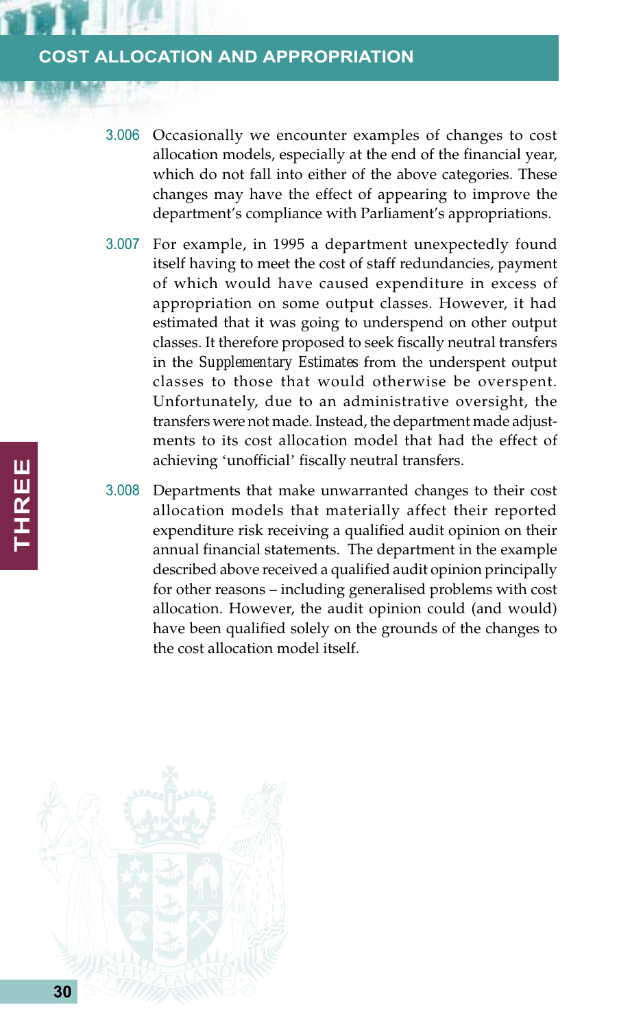3.006 Occasionally we encounter examples of changes to cost allocation models, especially at the end of the financial year, which do not fall into either of the above categories. These changes may have the effect of appearing to improve the department's compliance with Parliament's appropriations.

3.007 For example, in 1995 a department unexpectedly found itself having to meet the cost of staff redundancies, payment of which would have caused expenditure in excess of appropriation on some output classes. However, it had estimated that it was going to underspend on other output classes. It therefore proposed to seek fiscally neutral transfers in the *Supplementary Estimates* from the underspent output classes to those that would otherwise be overspent. Unfortunately, due to an administrative oversight, the transfers were not made. Instead, the department made adjustments to its cost allocation model that had the effect of achieving 'unofficial' fiscally neutral transfers.

3.008 Departments that make unwarranted changes to their cost allocation models that materially affect their reported expenditure risk receiving a qualified audit opinion on their annual financial statements. The department in the example described above received a qualified audit opinion principally for other reasons – including generalised problems with cost allocation. However, the audit opinion could (and would) have been qualified solely on the grounds of the changes to the cost allocation model itself.